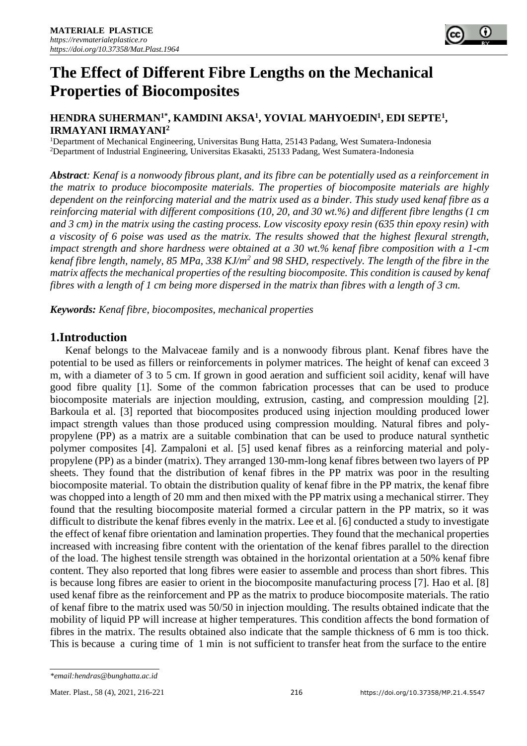# The Effect of Different Fibre Lengths on the Mechanical Properties of Biocomposites

**HENDRA SUHERMAN[1*], KAMDINI AKSA[1], YOVIAL MAHYOEDIN[1], EDI SEPTE[1], IRMAYANI IRMAYANI[2]**

[1]Department of Mechanical Engineering, Universitas Bung Hatta, 25143 Padang, West Sumatera-Indonesia
[2]Department of Industrial Engineering, Universitas Ekasakti, 25133 Padang, West Sumatera-Indonesia

***Abstract****: Kenaf is a nonwoody fibrous plant, and its fibre can be potentially used as a reinforcement in the matrix to produce biocomposite materials. The properties of biocomposite materials are highly dependent on the reinforcing material and the matrix used as a binder. This study used kenaf fibre as a reinforcing material with different compositions (10, 20, and 30 wt.%) and different fibre lengths (1 cm and 3 cm) in the matrix using the casting process. Low viscosity epoxy resin (635 thin epoxy resin) with a viscosity of 6 poise was used as the matrix. The results showed that the highest flexural strength, impact strength and shore hardness were obtained at a 30 wt.% kenaf fibre composition with a 1-cm kenaf fibre length, namely, 85 MPa, 338 KJ/m$^2$ and 98 SHD, respectively. The length of the fibre in the matrix affects the mechanical properties of the resulting biocomposite. This condition is caused by kenaf fibres with a length of 1 cm being more dispersed in the matrix than fibres with a length of 3 cm.*

***Keywords:*** *Kenaf fibre, biocomposites, mechanical properties*

## 1.Introduction

Kenaf belongs to the Malvaceae family and is a nonwoody fibrous plant. Kenaf fibres have the potential to be used as fillers or reinforcements in polymer matrices. The height of kenaf can exceed 3 m, with a diameter of 3 to 5 cm. If grown in good aeration and sufficient soil acidity, kenaf will have good fibre quality [1]. Some of the common fabrication processes that can be used to produce biocomposite materials are injection moulding, extrusion, casting, and compression moulding [2]. Barkoula et al. [3] reported that biocomposites produced using injection moulding produced lower impact strength values than those produced using compression moulding. Natural fibres and polypropylene (PP) as a matrix are a suitable combination that can be used to produce natural synthetic polymer composites [4]. Zampaloni et al. [5] used kenaf fibres as a reinforcing material and polypropylene (PP) as a binder (matrix). They arranged 130-mm-long kenaf fibres between two layers of PP sheets. They found that the distribution of kenaf fibres in the PP matrix was poor in the resulting biocomposite material. To obtain the distribution quality of kenaf fibre in the PP matrix, the kenaf fibre was chopped into a length of 20 mm and then mixed with the PP matrix using a mechanical stirrer. They found that the resulting biocomposite material formed a circular pattern in the PP matrix, so it was difficult to distribute the kenaf fibres evenly in the matrix. Lee et al. [6] conducted a study to investigate the effect of kenaf fibre orientation and lamination properties. They found that the mechanical properties increased with increasing fibre content with the orientation of the kenaf fibres parallel to the direction of the load. The highest tensile strength was obtained in the horizontal orientation at a 50% kenaf fibre content. They also reported that long fibres were easier to assemble and process than short fibres. This is because long fibres are easier to orient in the biocomposite manufacturing process [7]. Hao et al. [8] used kenaf fibre as the reinforcement and PP as the matrix to produce biocomposite materials. The ratio of kenaf fibre to the matrix used was 50/50 in injection moulding. The results obtained indicate that the mobility of liquid PP will increase at higher temperatures. This condition affects the bond formation of fibres in the matrix. The results obtained also indicate that the sample thickness of 6 mm is too thick. This is because a curing time of 1 min is not sufficient to transfer heat from the surface to the entire

*email:hendras@bunghatta.ac.id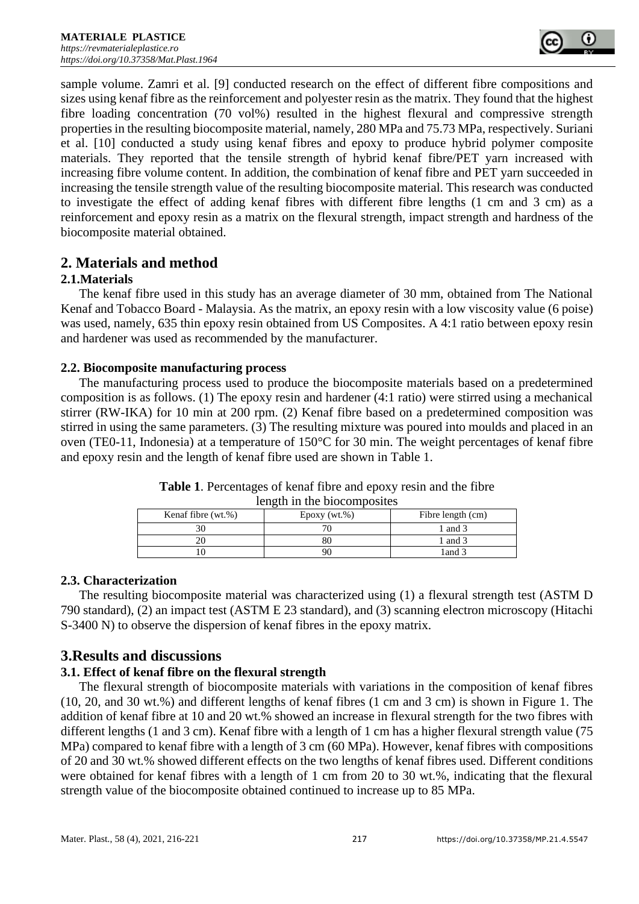sample volume. Zamri et al. [9] conducted research on the effect of different fibre compositions and sizes using kenaf fibre as the reinforcement and polyester resin as the matrix. They found that the highest fibre loading concentration (70 vol%) resulted in the highest flexural and compressive strength properties in the resulting biocomposite material, namely, 280 MPa and 75.73 MPa, respectively. Suriani et al. [10] conducted a study using kenaf fibres and epoxy to produce hybrid polymer composite materials. They reported that the tensile strength of hybrid kenaf fibre/PET yarn increased with increasing fibre volume content. In addition, the combination of kenaf fibre and PET yarn succeeded in increasing the tensile strength value of the resulting biocomposite material. This research was conducted to investigate the effect of adding kenaf fibres with different fibre lengths (1 cm and 3 cm) as a reinforcement and epoxy resin as a matrix on the flexural strength, impact strength and hardness of the biocomposite material obtained.

## 2. Materials and method

### 2.1.Materials

The kenaf fibre used in this study has an average diameter of 30 mm, obtained from The National Kenaf and Tobacco Board - Malaysia. As the matrix, an epoxy resin with a low viscosity value (6 poise) was used, namely, 635 thin epoxy resin obtained from US Composites. A 4:1 ratio between epoxy resin and hardener was used as recommended by the manufacturer.

### 2.2. Biocomposite manufacturing process

The manufacturing process used to produce the biocomposite materials based on a predetermined composition is as follows. (1) The epoxy resin and hardener (4:1 ratio) were stirred using a mechanical stirrer (RW-IKA) for 10 min at 200 rpm. (2) Kenaf fibre based on a predetermined composition was stirred in using the same parameters. (3) The resulting mixture was poured into moulds and placed in an oven (TE0-11, Indonesia) at a temperature of 150°C for 30 min. The weight percentages of kenaf fibre and epoxy resin and the length of kenaf fibre used are shown in Table 1.

**Table 1**. Percentages of kenaf fibre and epoxy resin and the fibre length in the biocomposites

| Kenaf fibre (wt.%) | Epoxy (wt.%) | Fibre length (cm) |
|---|---|---|
| 30 | 70 | 1 and 3 |
| 20 | 80 | 1 and 3 |
| 10 | 90 | 1and 3 |

### 2.3. Characterization

The resulting biocomposite material was characterized using (1) a flexural strength test (ASTM D 790 standard), (2) an impact test (ASTM E 23 standard), and (3) scanning electron microscopy (Hitachi S-3400 N) to observe the dispersion of kenaf fibres in the epoxy matrix.

## 3.Results and discussions

### 3.1. Effect of kenaf fibre on the flexural strength

The flexural strength of biocomposite materials with variations in the composition of kenaf fibres (10, 20, and 30 wt.%) and different lengths of kenaf fibres (1 cm and 3 cm) is shown in Figure 1. The addition of kenaf fibre at 10 and 20 wt.% showed an increase in flexural strength for the two fibres with different lengths (1 and 3 cm). Kenaf fibre with a length of 1 cm has a higher flexural strength value (75 MPa) compared to kenaf fibre with a length of 3 cm (60 MPa). However, kenaf fibres with compositions of 20 and 30 wt.% showed different effects on the two lengths of kenaf fibres used. Different conditions were obtained for kenaf fibres with a length of 1 cm from 20 to 30 wt.%, indicating that the flexural strength value of the biocomposite obtained continued to increase up to 85 MPa.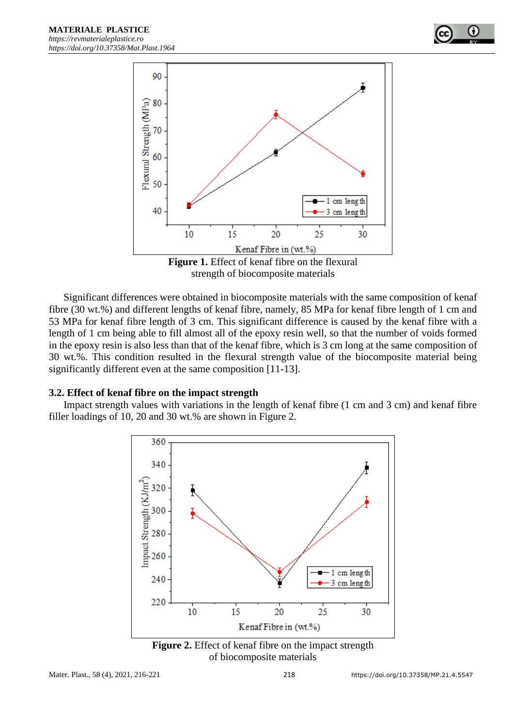**Figure 1.** Effect of kenaf fibre on the flexural strength of biocomposite materials

Significant differences were obtained in biocomposite materials with the same composition of kenaf fibre (30 wt.%) and different lengths of kenaf fibre, namely, 85 MPa for kenaf fibre length of 1 cm and 53 MPa for kenaf fibre length of 3 cm. This significant difference is caused by the kenaf fibre with a length of 1 cm being able to fill almost all of the epoxy resin well, so that the number of voids formed in the epoxy resin is also less than that of the kenaf fibre, which is 3 cm long at the same composition of 30 wt.%. This condition resulted in the flexural strength value of the biocomposite material being significantly different even at the same composition [11-13].

### 3.2. Effect of kenaf fibre on the impact strength

Impact strength values with variations in the length of kenaf fibre (1 cm and 3 cm) and kenaf fibre filler loadings of 10, 20 and 30 wt.% are shown in Figure 2.

**Figure 2.** Effect of kenaf fibre on the impact strength of biocomposite materials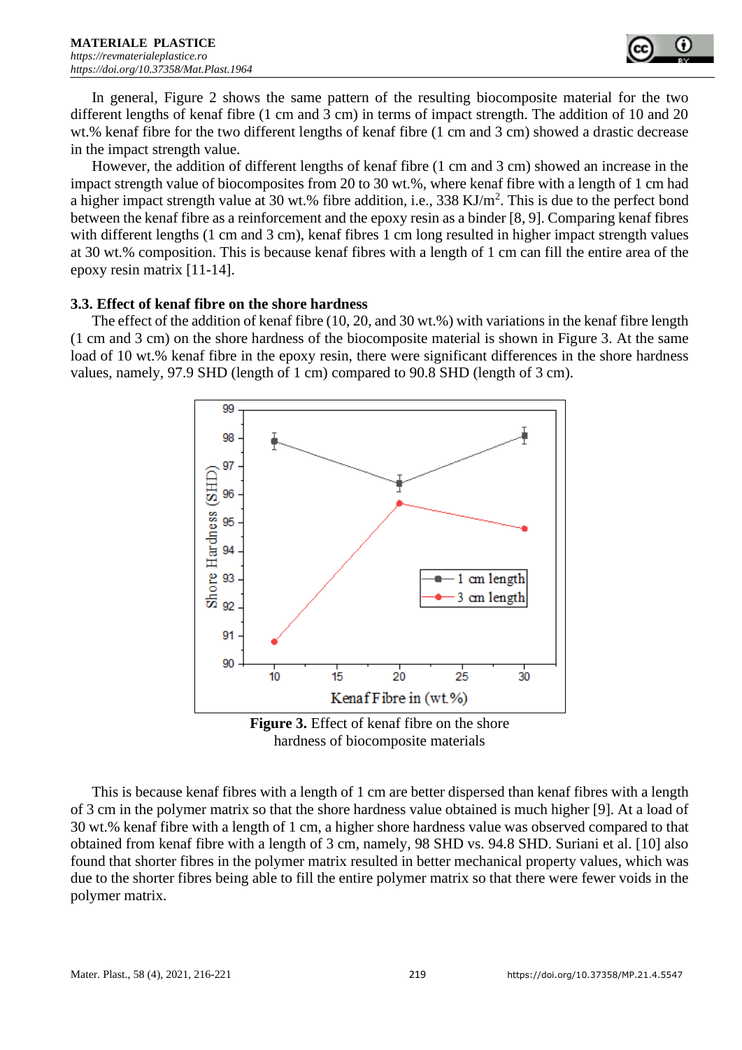In general, Figure 2 shows the same pattern of the resulting biocomposite material for the two different lengths of kenaf fibre (1 cm and 3 cm) in terms of impact strength. The addition of 10 and 20 wt.% kenaf fibre for the two different lengths of kenaf fibre (1 cm and 3 cm) showed a drastic decrease in the impact strength value.

However, the addition of different lengths of kenaf fibre (1 cm and 3 cm) showed an increase in the impact strength value of biocomposites from 20 to 30 wt.%, where kenaf fibre with a length of 1 cm had a higher impact strength value at 30 wt.% fibre addition, i.e., 338 KJ/m$^2$. This is due to the perfect bond between the kenaf fibre as a reinforcement and the epoxy resin as a binder [8, 9]. Comparing kenaf fibres with different lengths (1 cm and 3 cm), kenaf fibres 1 cm long resulted in higher impact strength values at 30 wt.% composition. This is because kenaf fibres with a length of 1 cm can fill the entire area of the epoxy resin matrix [11-14].

### 3.3. Effect of kenaf fibre on the shore hardness

The effect of the addition of kenaf fibre (10, 20, and 30 wt.%) with variations in the kenaf fibre length (1 cm and 3 cm) on the shore hardness of the biocomposite material is shown in Figure 3. At the same load of 10 wt.% kenaf fibre in the epoxy resin, there were significant differences in the shore hardness values, namely, 97.9 SHD (length of 1 cm) compared to 90.8 SHD (length of 3 cm).

**Figure 3.** Effect of kenaf fibre on the shore hardness of biocomposite materials

This is because kenaf fibres with a length of 1 cm are better dispersed than kenaf fibres with a length of 3 cm in the polymer matrix so that the shore hardness value obtained is much higher [9]. At a load of 30 wt.% kenaf fibre with a length of 1 cm, a higher shore hardness value was observed compared to that obtained from kenaf fibre with a length of 3 cm, namely, 98 SHD vs. 94.8 SHD. Suriani et al. [10] also found that shorter fibres in the polymer matrix resulted in better mechanical property values, which was due to the shorter fibres being able to fill the entire polymer matrix so that there were fewer voids in the polymer matrix.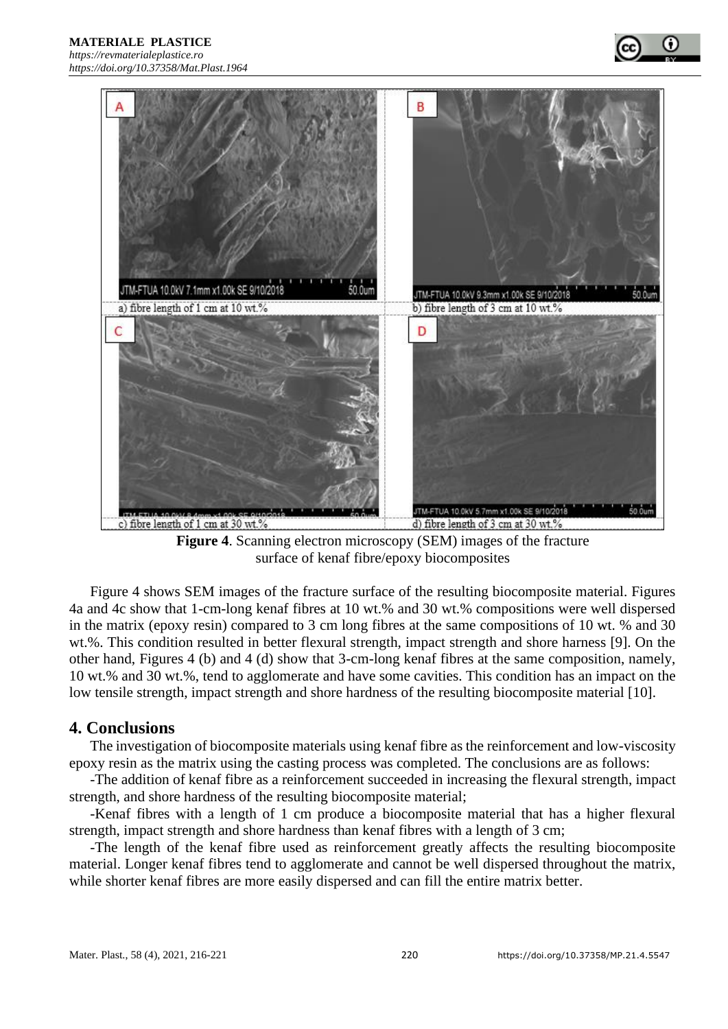a) fibre length of 1 cm at 10 wt.%

b) fibre length of 3 cm at 10 wt.%

c) fibre length of 1 cm at 30 wt.%

d) fibre length of 3 cm at 30 wt.%

**Figure 4**. Scanning electron microscopy (SEM) images of the fracture surface of kenaf fibre/epoxy biocomposites

Figure 4 shows SEM images of the fracture surface of the resulting biocomposite material. Figures 4a and 4c show that 1-cm-long kenaf fibres at 10 wt.% and 30 wt.% compositions were well dispersed in the matrix (epoxy resin) compared to 3 cm long fibres at the same compositions of 10 wt. % and 30 wt.%. This condition resulted in better flexural strength, impact strength and shore harness [9]. On the other hand, Figures 4 (b) and 4 (d) show that 3-cm-long kenaf fibres at the same composition, namely, 10 wt.% and 30 wt.%, tend to agglomerate and have some cavities. This condition has an impact on the low tensile strength, impact strength and shore hardness of the resulting biocomposite material [10].

## 4. Conclusions

The investigation of biocomposite materials using kenaf fibre as the reinforcement and low-viscosity epoxy resin as the matrix using the casting process was completed. The conclusions are as follows:

-The addition of kenaf fibre as a reinforcement succeeded in increasing the flexural strength, impact strength, and shore hardness of the resulting biocomposite material;

-Kenaf fibres with a length of 1 cm produce a biocomposite material that has a higher flexural strength, impact strength and shore hardness than kenaf fibres with a length of 3 cm;

-The length of the kenaf fibre used as reinforcement greatly affects the resulting biocomposite material. Longer kenaf fibres tend to agglomerate and cannot be well dispersed throughout the matrix, while shorter kenaf fibres are more easily dispersed and can fill the entire matrix better.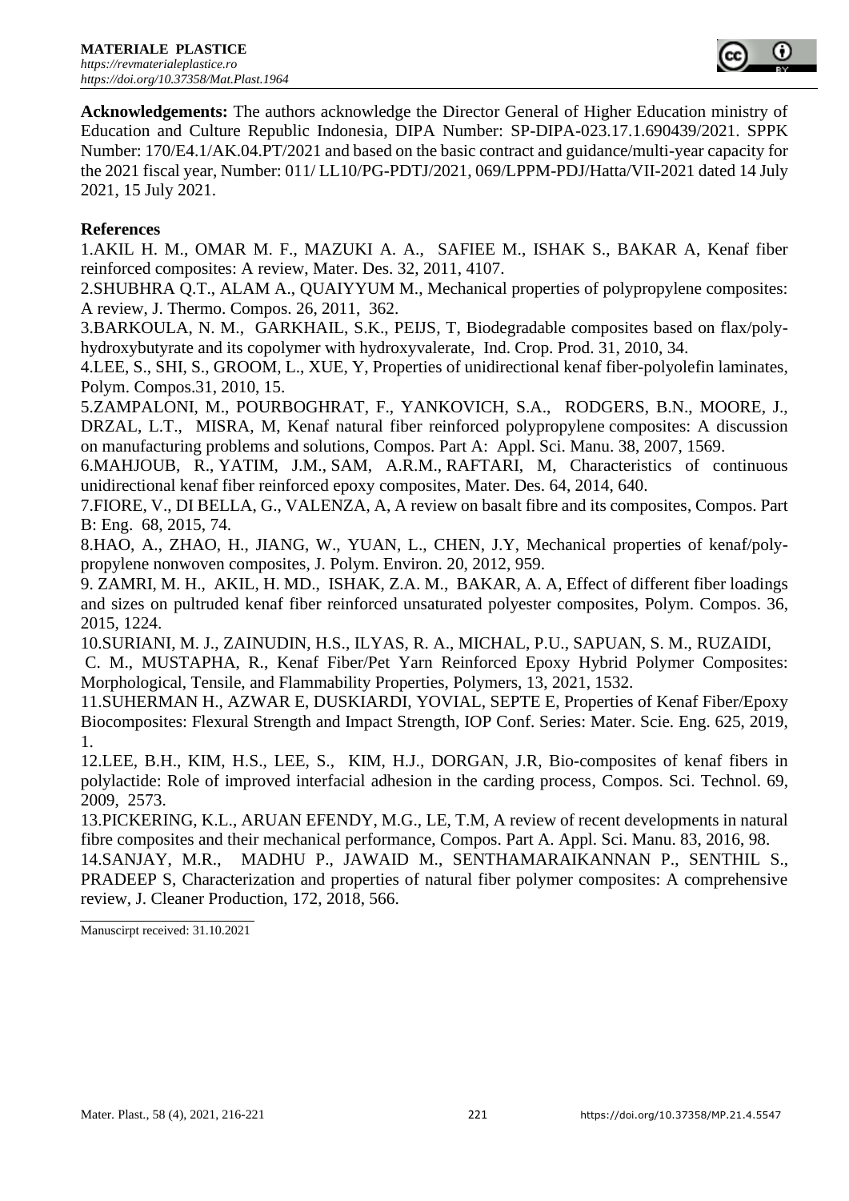**Acknowledgements:** The authors acknowledge the Director General of Higher Education ministry of Education and Culture Republic Indonesia, DIPA Number: SP-DIPA-023.17.1.690439/2021. SPPK Number: 170/E4.1/AK.04.PT/2021 and based on the basic contract and guidance/multi-year capacity for the 2021 fiscal year, Number: 011/ LL10/PG-PDTJ/2021, 069/LPPM-PDJ/Hatta/VII-2021 dated 14 July 2021, 15 July 2021.

## References

1.AKIL H. M., OMAR M. F., MAZUKI A. A., SAFIEE M., ISHAK S., BAKAR A, Kenaf fiber reinforced composites: A review, Mater. Des. 32, 2011, 4107.

2.SHUBHRA Q.T., ALAM A., QUAIYYUM M., Mechanical properties of polypropylene composites: A review, J. Thermo. Compos. 26, 2011, 362.

3.BARKOULA, N. M., GARKHAIL, S.K., PEIJS, T, Biodegradable composites based on flax/poly-hydroxybutyrate and its copolymer with hydroxyvalerate, Ind. Crop. Prod. 31, 2010, 34.

4.LEE, S., SHI, S., GROOM, L., XUE, Y, Properties of unidirectional kenaf fiber-polyolefin laminates, Polym. Compos.31, 2010, 15.

5.ZAMPALONI, M., POURBOGHRAT, F., YANKOVICH, S.A., RODGERS, B.N., MOORE, J., DRZAL, L.T., MISRA, M, Kenaf natural fiber reinforced polypropylene composites: A discussion on manufacturing problems and solutions, Compos. Part A: Appl. Sci. Manu. 38, 2007, 1569.

6.MAHJOUB, R., YATIM, J.M., SAM, A.R.M., RAFTARI, M, Characteristics of continuous unidirectional kenaf fiber reinforced epoxy composites, Mater. Des. 64, 2014, 640.

7.FIORE, V., DI BELLA, G., VALENZA, A, A review on basalt fibre and its composites, Compos. Part B: Eng. 68, 2015, 74.

8.HAO, A., ZHAO, H., JIANG, W., YUAN, L., CHEN, J.Y, Mechanical properties of kenaf/poly-propylene nonwoven composites, J. Polym. Environ. 20, 2012, 959.

9. ZAMRI, M. H., AKIL, H. MD., ISHAK, Z.A. M., BAKAR, A. A, Effect of different fiber loadings and sizes on pultruded kenaf fiber reinforced unsaturated polyester composites, Polym. Compos. 36, 2015, 1224.

10.SURIANI, M. J., ZAINUDIN, H.S., ILYAS, R. A., MICHAL, P.U., SAPUAN, S. M., RUZAIDI, C. M., MUSTAPHA, R., Kenaf Fiber/Pet Yarn Reinforced Epoxy Hybrid Polymer Composites: Morphological, Tensile, and Flammability Properties, Polymers, 13, 2021, 1532.

11.SUHERMAN H., AZWAR E, DUSKIARDI, YOVIAL, SEPTE E, Properties of Kenaf Fiber/Epoxy Biocomposites: Flexural Strength and Impact Strength, IOP Conf. Series: Mater. Scie. Eng. 625, 2019, 1.

12.LEE, B.H., KIM, H.S., LEE, S., KIM, H.J., DORGAN, J.R, Bio-composites of kenaf fibers in polylactide: Role of improved interfacial adhesion in the carding process, Compos. Sci. Technol. 69, 2009, 2573.

13.PICKERING, K.L., ARUAN EFENDY, M.G., LE, T.M, A review of recent developments in natural fibre composites and their mechanical performance, Compos. Part A. Appl. Sci. Manu. 83, 2016, 98.

14.SANJAY, M.R., MADHU P., JAWAID M., SENTHAMARAIKANNAN P., SENTHIL S., PRADEEP S, Characterization and properties of natural fiber polymer composites: A comprehensive review, J. Cleaner Production, 172, 2018, 566.

Manuscirpt received: 31.10.2021